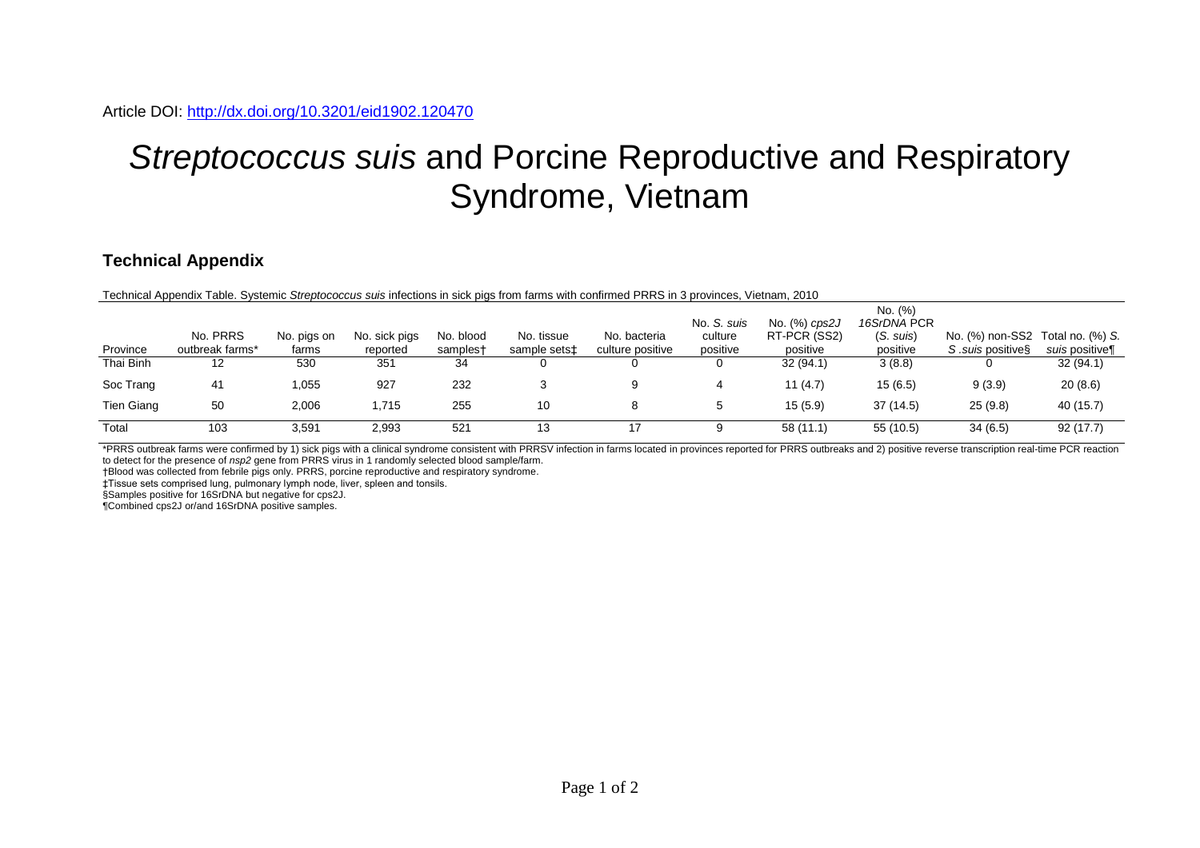Article DOI: http://dx.doi.org/10.3201/eid1902.120470

# *Streptococcus suis* and Porcine Reproductive and Respiratory Syndrome, Vietnam

## Technical Appendix

Technical Appendix Table. Systemic *Streptococcus suis* infections in sick pigs from farms with confirmed PRRS in 3 provinces, Vietnam, 2010

| Province | No. PRRS outbreak farms* | No. pigs on farms | No. sick pigs reported | No. blood samples† | No. tissue sample sets‡ | No. bacteria culture positive | No. *S. suis* culture positive | No. (%) *cps2J* RT-PCR (SS2) positive | No. (%) *16SrDNA* PCR (*S. suis*) positive | No. (%) non-SS2 *S .suis* positive§ | Total no. (%) *S. suis* positive¶ |
|---|---|---|---|---|---|---|---|---|---|---|---|
| Thai Binh | 12 | 530 | 351 | 34 | 0 | 0 | 0 | 32 (94.1) | 3 (8.8) | 0 | 32 (94.1) |
| Soc Trang | 41 | 1,055 | 927 | 232 | 3 | 9 | 4 | 11 (4.7) | 15 (6.5) | 9 (3.9) | 20 (8.6) |
| Tien Giang | 50 | 2,006 | 1,715 | 255 | 10 | 8 | 5 | 15 (5.9) | 37 (14.5) | 25 (9.8) | 40 (15.7) |
| Total | 103 | 3,591 | 2,993 | 521 | 13 | 17 | 9 | 58 (11.1) | 55 (10.5) | 34 (6.5) | 92 (17.7) |

*PRRS outbreak farms were confirmed by 1) sick pigs with a clinical syndrome consistent with PRRSV infection in farms located in provinces reported for PRRS outbreaks and 2) positive reverse transcription real-time PCR reaction to detect for the presence of *nsp2* gene from PRRS virus in 1 randomly selected blood sample/farm.
†Blood was collected from febrile pigs only. PRRS, porcine reproductive and respiratory syndrome.
‡Tissue sets comprised lung, pulmonary lymph node, liver, spleen and tonsils.
§Samples positive for 16SrDNA but negative for cps2J.
¶Combined cps2J or/and 16SrDNA positive samples.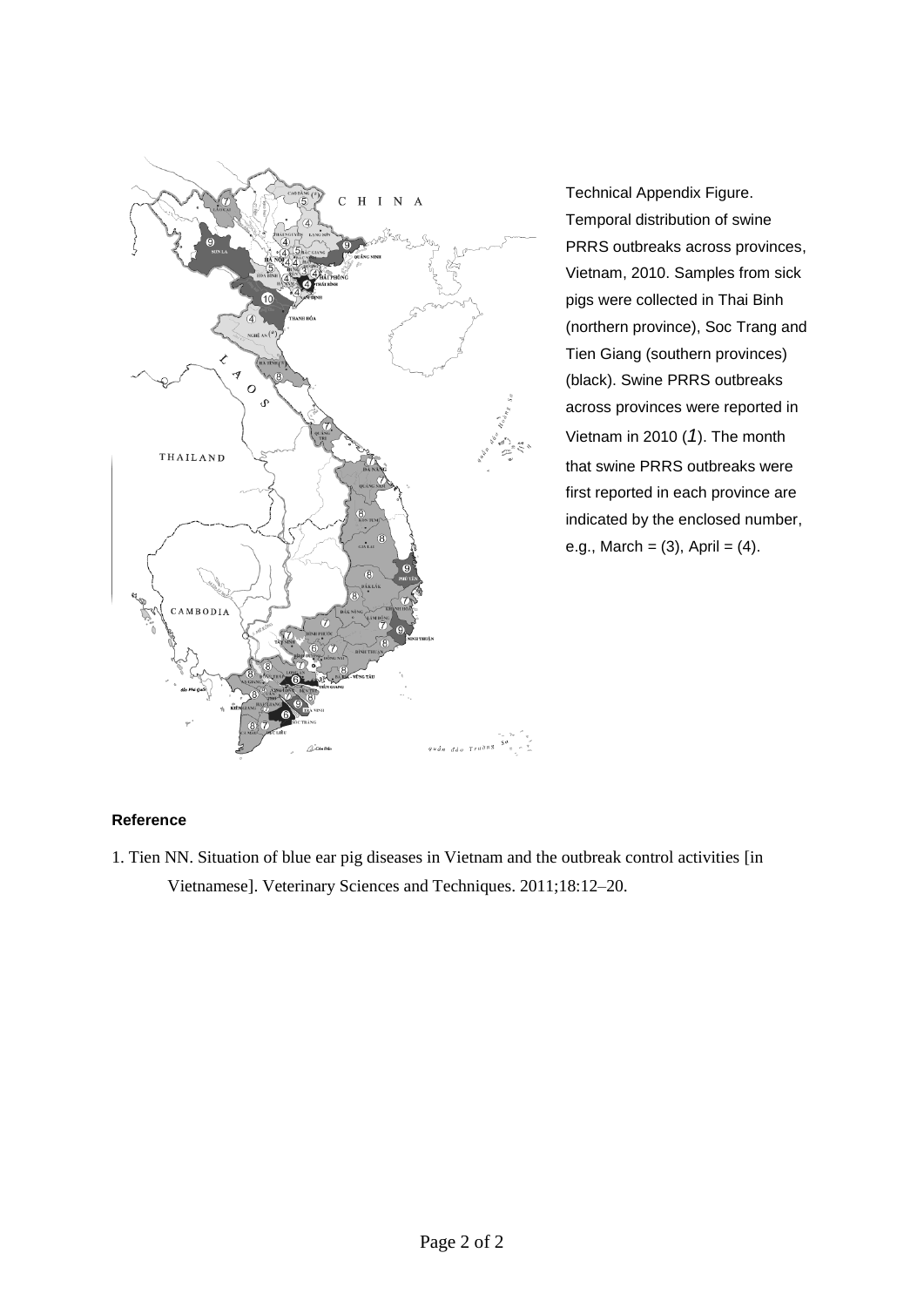Technical Appendix Figure. Temporal distribution of swine PRRS outbreaks across provinces, Vietnam, 2010. Samples from sick pigs were collected in Thai Binh (northern province), Soc Trang and Tien Giang (southern provinces) (black). Swine PRRS outbreaks across provinces were reported in Vietnam in 2010 (*1*). The month that swine PRRS outbreaks were first reported in each province are indicated by the enclosed number, e.g., March = (3), April = (4).

**Reference**

1. Tien NN. Situation of blue ear pig diseases in Vietnam and the outbreak control activities [in Vietnamese]. Veterinary Sciences and Techniques. 2011;18:12–20.